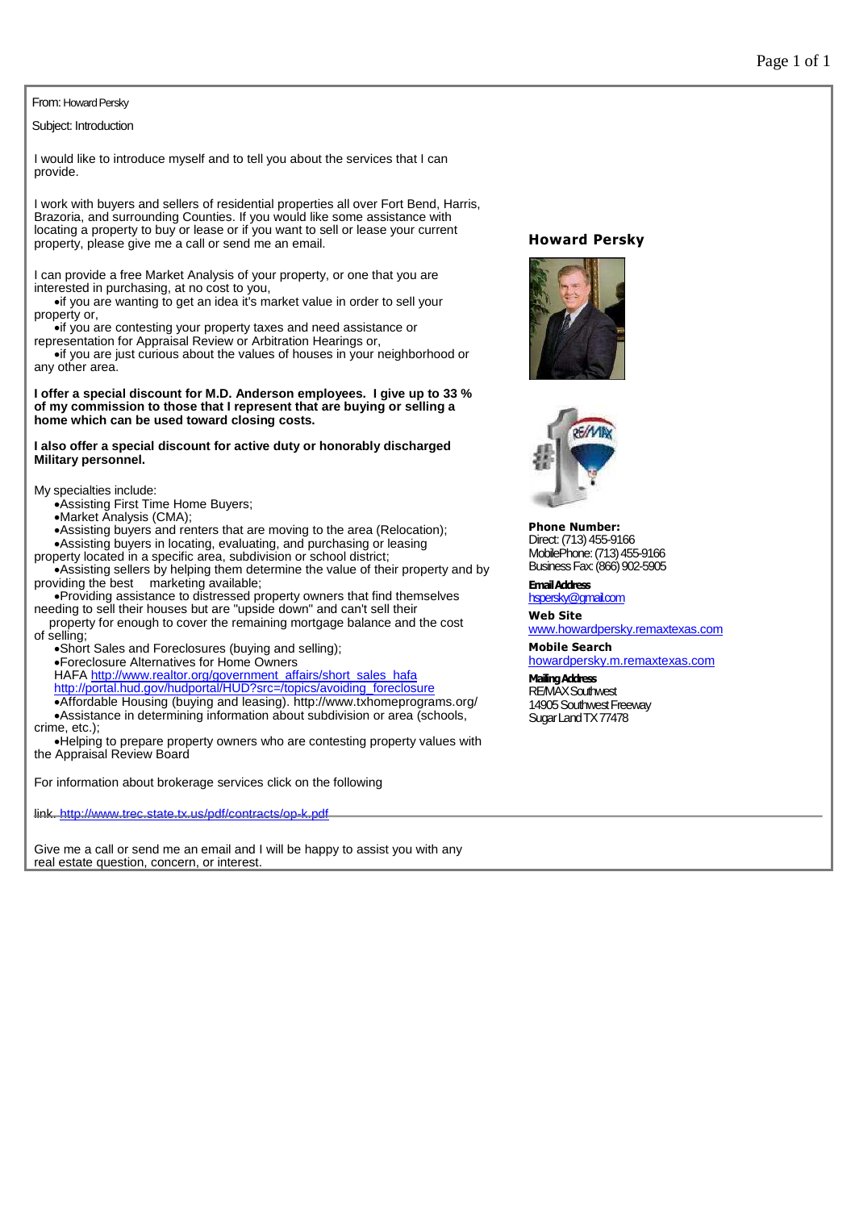From: Howard Persky

Subject: Introduction

I would like to introduce myself and to tell you about the services that I can provide.

I work with buyers and sellers of residential properties all over Fort Bend, Harris, Brazoria, and surrounding Counties. If you would like some assistance with locating a property to buy or lease or if you want to sell or lease your current property, please give me a call or send me an email.

I can provide a free Market Analysis of your property, or one that you are interested in purchasing, at no cost to you,

- if you are wanting to get an idea it's market value in order to sell your property or,
- if you are contesting your property taxes and need assistance or representation for Appraisal Review or Arbitration Hearings or,
- if you are just curious about the values of houses in your neighborhood or any other area.

**I offer a special discount for M.D. Anderson employees. I give up to 33 % of my commission to those that I represent that are buying or selling a home which can be used toward closing costs.**

**I also offer a special discount for active duty or honorably discharged Military personnel.**

My specialties include:

- Assisting First Time Home Buyers;
- Market Analysis (CMA);
- Assisting buyers and renters that are moving to the area (Relocation);
- Assisting buyers in locating, evaluating, and purchasing or leasing property located in a specific area, subdivision or school district;
- Assisting sellers by helping them determine the value of their property and by providing the best marketing available;
- Providing assistance to distressed property owners that find themselves needing to sell their houses but are "upside down" and can't sell their property for enough to cover the remaining mortgage balance and the cost of selling;
- Short Sales and Foreclosures (buying and selling);
- Foreclosure Alternatives for Home Owners
  HAFA http://www.realtor.org/government_affairs/short_sales_hafa
  http://portal.hud.gov/hudportal/HUD?src=/topics/avoiding_foreclosure
- Affordable Housing (buying and leasing). http://www.txhomeprograms.org/
- Assistance in determining information about subdivision or area (schools, crime, etc.);
- Helping to prepare property owners who are contesting property values with the Appraisal Review Board

For information about brokerage services click on the following

link. http://www.trec.state.tx.us/pdf/contracts/op-k.pdf

Give me a call or send me an email and I will be happy to assist you with any real estate question, concern, or interest.

**Howard Persky**

**Phone Number:**
Direct: (713) 455-9166
MobilePhone: (713) 455-9166
Business Fax: (866) 902-5905

**Email Address**
hspersky@gmail.com

**Web Site**
www.howardpersky.remaxtexas.com

**Mobile Search**
howardpersky.m.remaxtexas.com

**Mailing Address**
RE/MAX Southwest
14905 Southwest Freeway
Sugar Land TX 77478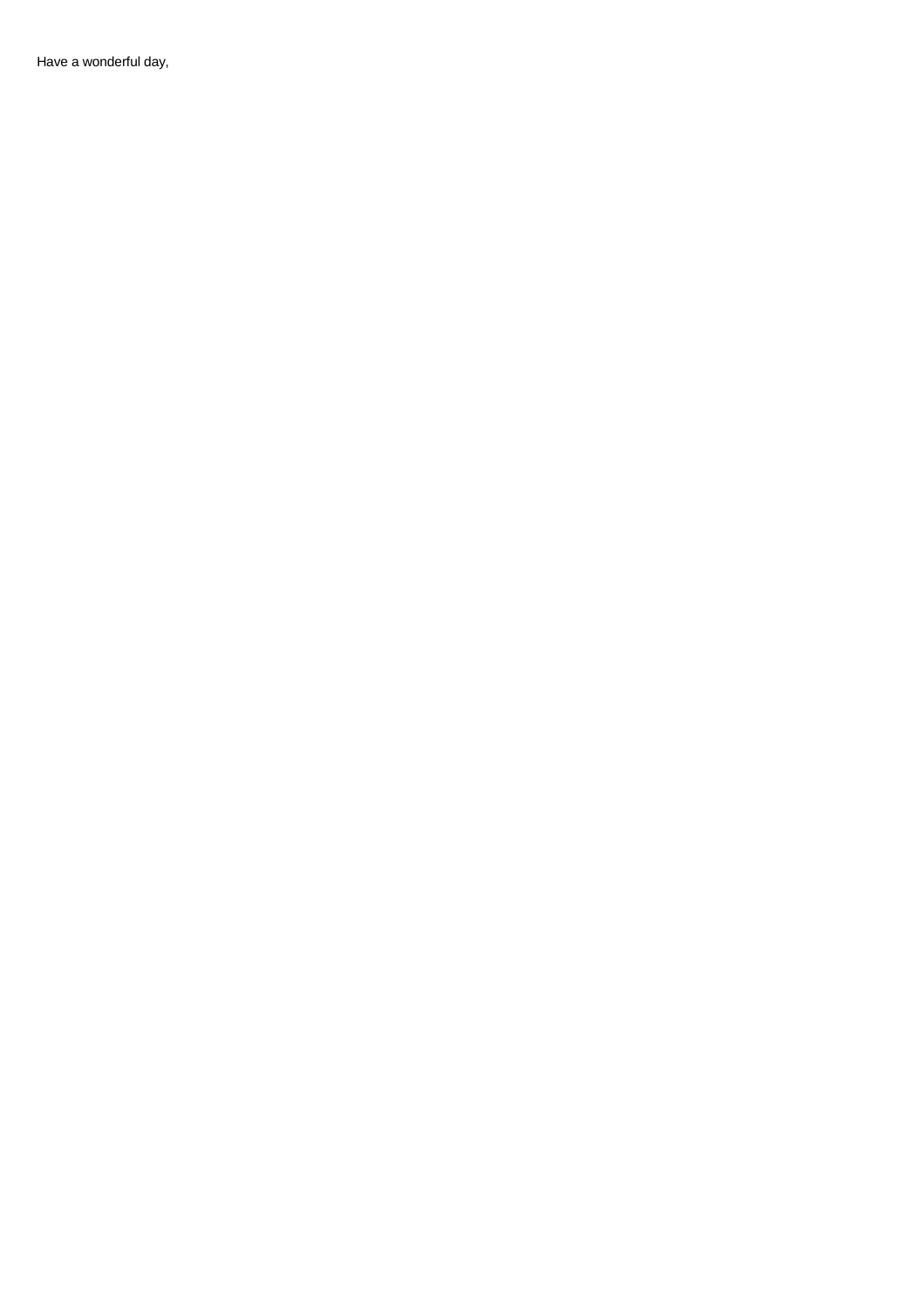Have a wonderful day,